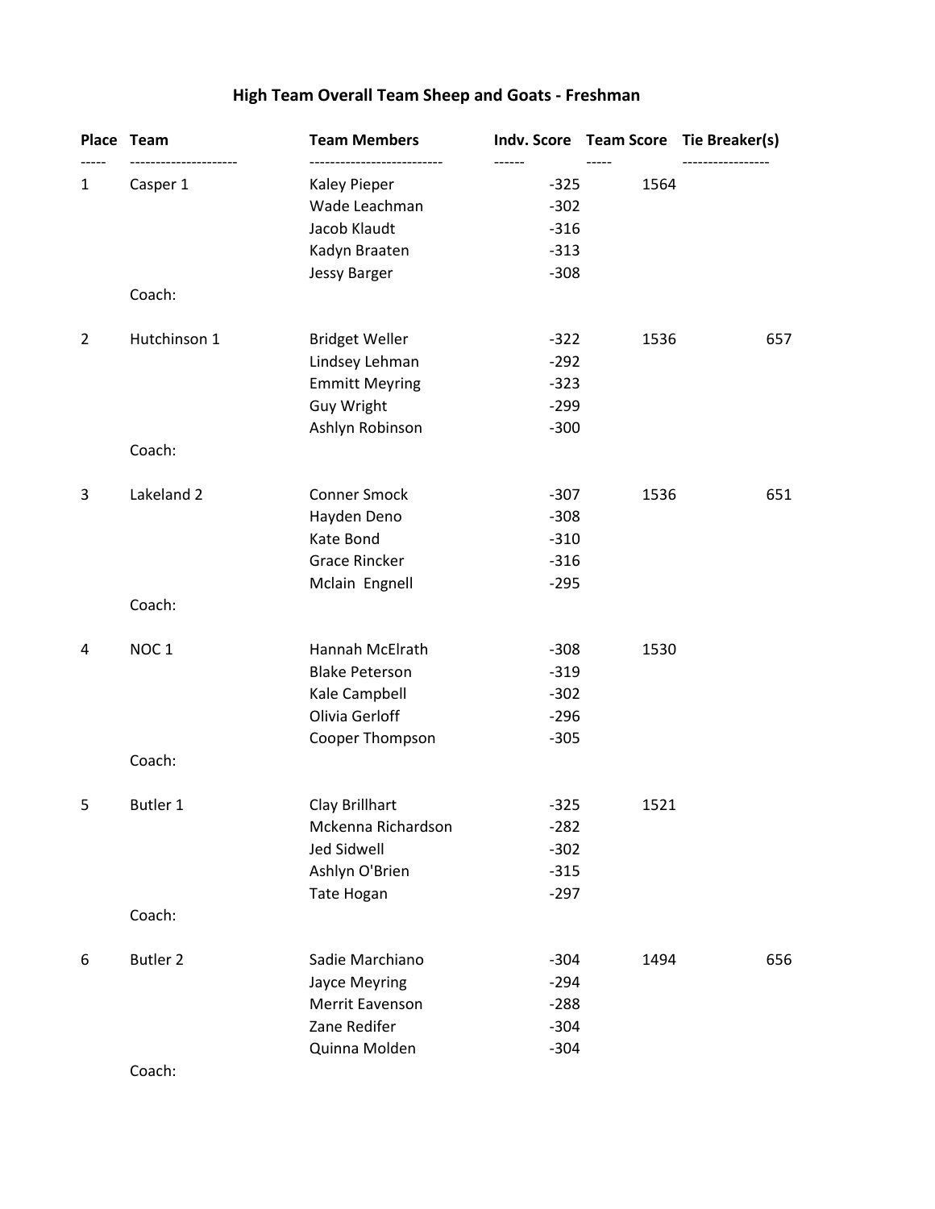# High Team Overall Team Sheep and Goats - Freshman

| Place | Team | Team Members | Indv. Score | Team Score | Tie Breaker(s) |
|---|---|---|---|---|---|
| 1 | Casper 1 | Kaley Pieper | -325 | 1564 | |
| | | Wade Leachman | -302 | | |
| | | Jacob Klaudt | -316 | | |
| | | Kadyn Braaten | -313 | | |
| | | Jessy Barger | -308 | | |
| | Coach: | | | | |
| 2 | Hutchinson 1 | Bridget Weller | -322 | 1536 | 657 |
| | | Lindsey Lehman | -292 | | |
| | | Emmitt Meyring | -323 | | |
| | | Guy Wright | -299 | | |
| | | Ashlyn Robinson | -300 | | |
| | Coach: | | | | |
| 3 | Lakeland 2 | Conner Smock | -307 | 1536 | 651 |
| | | Hayden Deno | -308 | | |
| | | Kate Bond | -310 | | |
| | | Grace Rincker | -316 | | |
| | | Mclain Engnell | -295 | | |
| | Coach: | | | | |
| 4 | NOC 1 | Hannah McElrath | -308 | 1530 | |
| | | Blake Peterson | -319 | | |
| | | Kale Campbell | -302 | | |
| | | Olivia Gerloff | -296 | | |
| | | Cooper Thompson | -305 | | |
| | Coach: | | | | |
| 5 | Butler 1 | Clay Brillhart | -325 | 1521 | |
| | | Mckenna Richardson | -282 | | |
| | | Jed Sidwell | -302 | | |
| | | Ashlyn O'Brien | -315 | | |
| | | Tate Hogan | -297 | | |
| | Coach: | | | | |
| 6 | Butler 2 | Sadie Marchiano | -304 | 1494 | 656 |
| | | Jayce Meyring | -294 | | |
| | | Merrit Eavenson | -288 | | |
| | | Zane Redifer | -304 | | |
| | | Quinna Molden | -304 | | |
| | Coach: | | | | |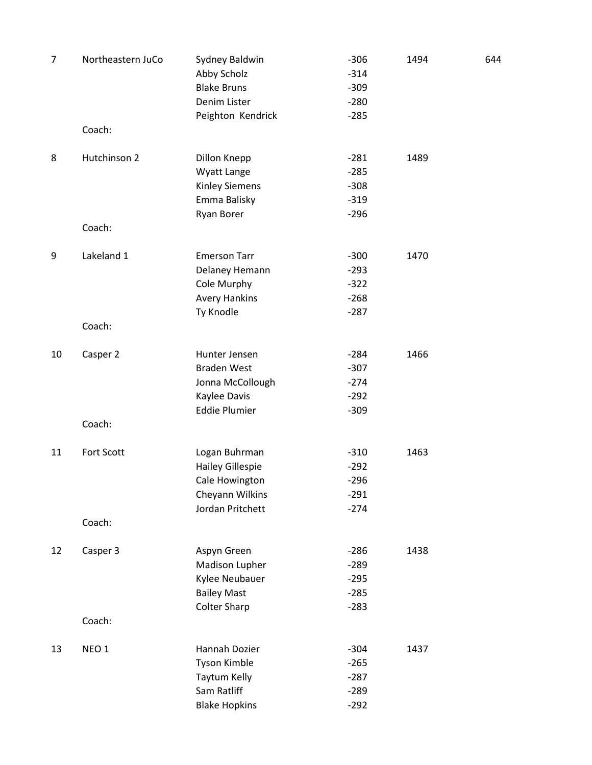| | | | | | |
|---|---|---|---|---|---|
| 7 | Northeastern JuCo | Sydney Baldwin | -306 | 1494 | 644 |
| | | Abby Scholz | -314 | | |
| | | Blake Bruns | -309 | | |
| | | Denim Lister | -280 | | |
| | | Peighton Kendrick | -285 | | |
| | Coach: | | | | |
| 8 | Hutchinson 2 | Dillon Knepp | -281 | 1489 | |
| | | Wyatt Lange | -285 | | |
| | | Kinley Siemens | -308 | | |
| | | Emma Balisky | -319 | | |
| | | Ryan Borer | -296 | | |
| | Coach: | | | | |
| 9 | Lakeland 1 | Emerson Tarr | -300 | 1470 | |
| | | Delaney Hemann | -293 | | |
| | | Cole Murphy | -322 | | |
| | | Avery Hankins | -268 | | |
| | | Ty Knodle | -287 | | |
| | Coach: | | | | |
| 10 | Casper 2 | Hunter Jensen | -284 | 1466 | |
| | | Braden West | -307 | | |
| | | Jonna McCollough | -274 | | |
| | | Kaylee Davis | -292 | | |
| | | Eddie Plumier | -309 | | |
| | Coach: | | | | |
| 11 | Fort Scott | Logan Buhrman | -310 | 1463 | |
| | | Hailey Gillespie | -292 | | |
| | | Cale Howington | -296 | | |
| | | Cheyann Wilkins | -291 | | |
| | | Jordan Pritchett | -274 | | |
| | Coach: | | | | |
| 12 | Casper 3 | Aspyn Green | -286 | 1438 | |
| | | Madison Lupher | -289 | | |
| | | Kylee Neubauer | -295 | | |
| | | Bailey Mast | -285 | | |
| | | Colter Sharp | -283 | | |
| | Coach: | | | | |
| 13 | NEO 1 | Hannah Dozier | -304 | 1437 | |
| | | Tyson Kimble | -265 | | |
| | | Taytum Kelly | -287 | | |
| | | Sam Ratliff | -289 | | |
| | | Blake Hopkins | -292 | | |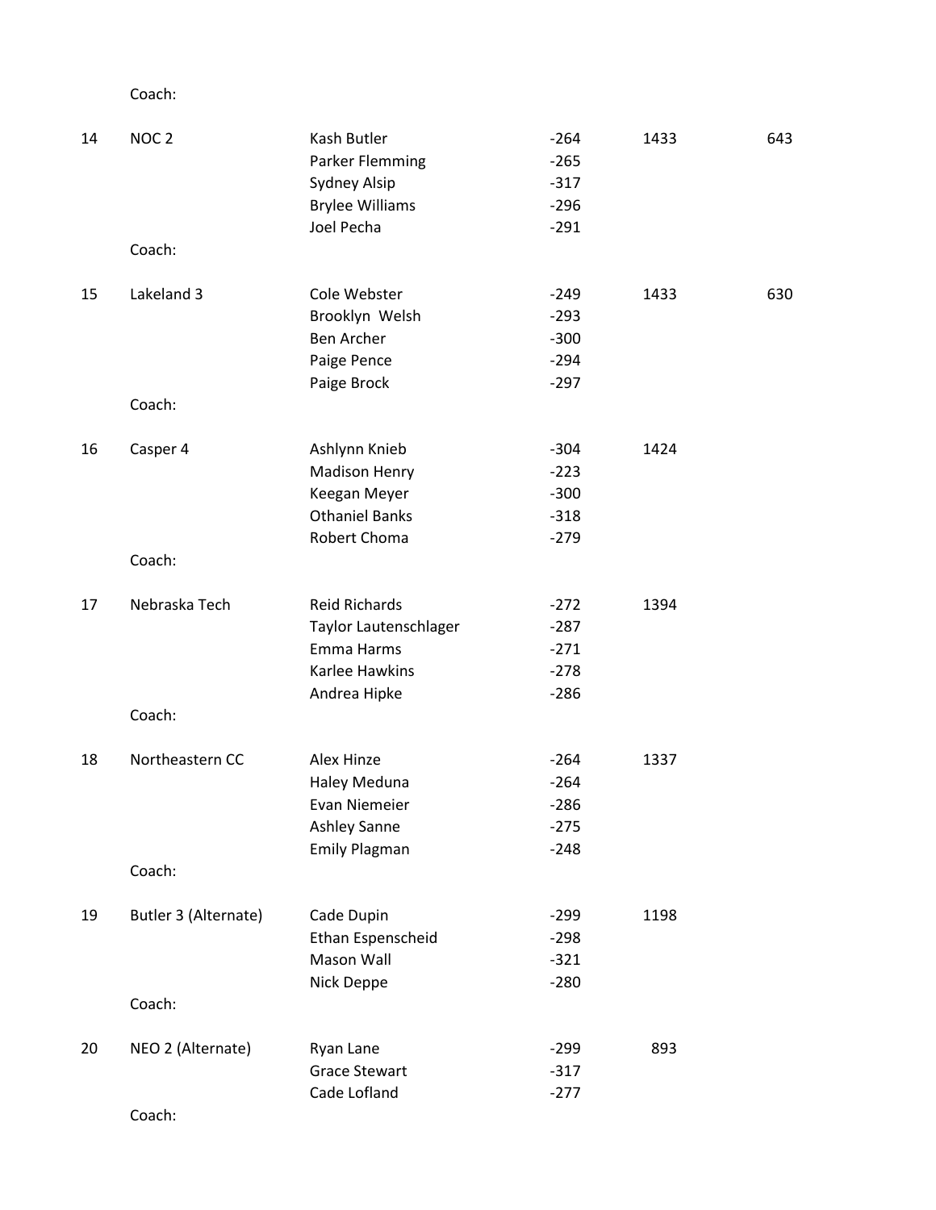Coach:

| Place | Team | Member | Score | Total | Tiebreak |
|---|---|---|---|---|---|
| 14 | NOC 2 | Kash Butler | -264 | 1433 | 643 |
| | | Parker Flemming | -265 | | |
| | | Sydney Alsip | -317 | | |
| | | Brylee Williams | -296 | | |
| | | Joel Pecha | -291 | | |
| | Coach: | | | | |
| 15 | Lakeland 3 | Cole Webster | -249 | 1433 | 630 |
| | | Brooklyn  Welsh | -293 | | |
| | | Ben Archer | -300 | | |
| | | Paige Pence | -294 | | |
| | | Paige Brock | -297 | | |
| | Coach: | | | | |
| 16 | Casper 4 | Ashlynn Knieb | -304 | 1424 | |
| | | Madison Henry | -223 | | |
| | | Keegan Meyer | -300 | | |
| | | Othaniel Banks | -318 | | |
| | | Robert Choma | -279 | | |
| | Coach: | | | | |
| 17 | Nebraska Tech | Reid Richards | -272 | 1394 | |
| | | Taylor Lautenschlager | -287 | | |
| | | Emma Harms | -271 | | |
| | | Karlee Hawkins | -278 | | |
| | | Andrea Hipke | -286 | | |
| | Coach: | | | | |
| 18 | Northeastern CC | Alex Hinze | -264 | 1337 | |
| | | Haley Meduna | -264 | | |
| | | Evan Niemeier | -286 | | |
| | | Ashley Sanne | -275 | | |
| | | Emily Plagman | -248 | | |
| | Coach: | | | | |
| 19 | Butler 3 (Alternate) | Cade Dupin | -299 | 1198 | |
| | | Ethan Espenscheid | -298 | | |
| | | Mason Wall | -321 | | |
| | | Nick Deppe | -280 | | |
| | Coach: | | | | |
| 20 | NEO 2 (Alternate) | Ryan Lane | -299 | 893 | |
| | | Grace Stewart | -317 | | |
| | | Cade Lofland | -277 | | |
| | Coach: | | | | |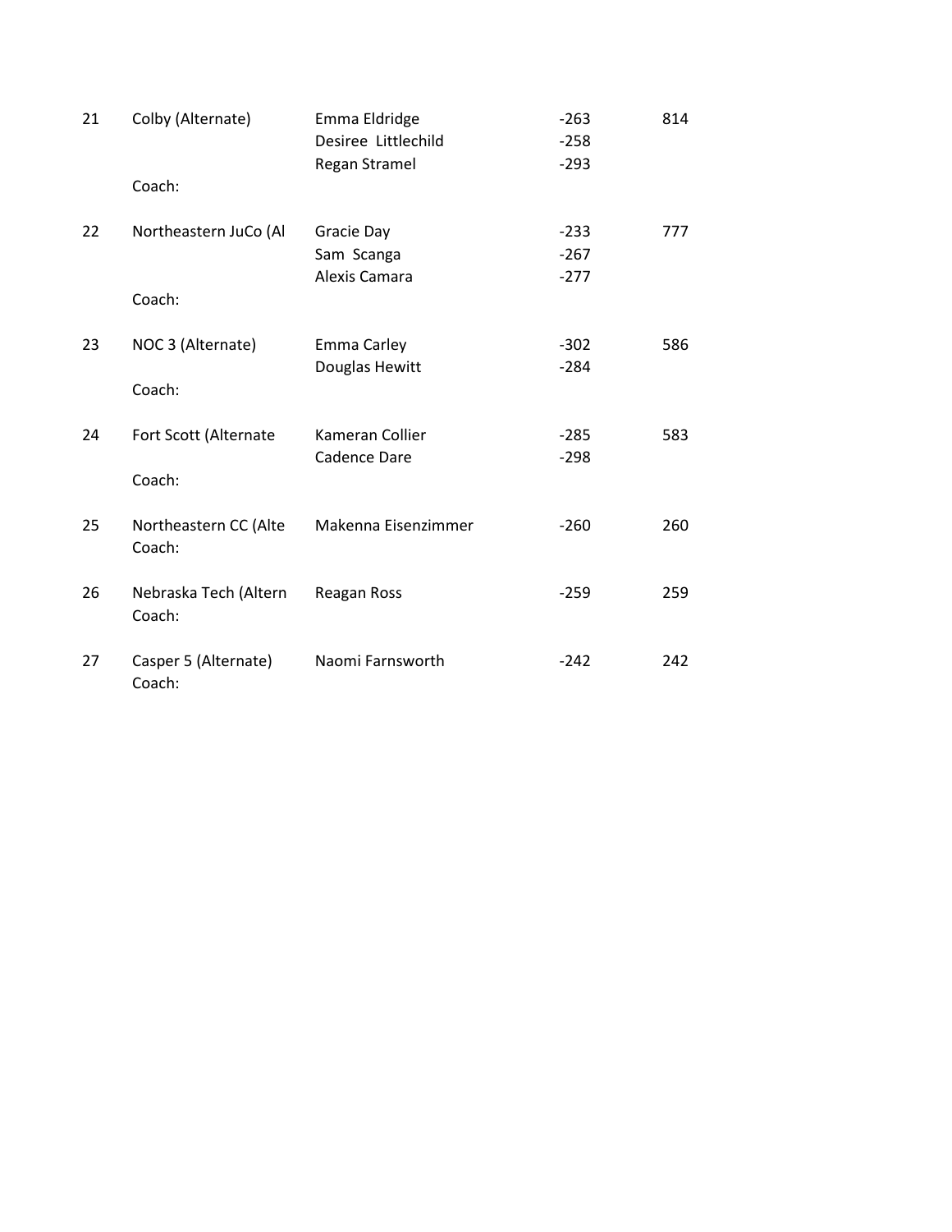| Place | Team | Athlete | Score | Total |
|---|---|---|---|---|
| 21 | Colby (Alternate) | Emma Eldridge | -263 | 814 |
| | | Desiree Littlechild | -258 | |
| | | Regan Stramel | -293 | |
| | Coach: | | | |
| 22 | Northeastern JuCo (Al | Gracie Day | -233 | 777 |
| | | Sam Scanga | -267 | |
| | | Alexis Camara | -277 | |
| | Coach: | | | |
| 23 | NOC 3 (Alternate) | Emma Carley | -302 | 586 |
| | | Douglas Hewitt | -284 | |
| | Coach: | | | |
| 24 | Fort Scott (Alternate | Kameran Collier | -285 | 583 |
| | | Cadence Dare | -298 | |
| | Coach: | | | |
| 25 | Northeastern CC (Alte | Makenna Eisenzimmer | -260 | 260 |
| | Coach: | | | |
| 26 | Nebraska Tech (Altern | Reagan Ross | -259 | 259 |
| | Coach: | | | |
| 27 | Casper 5 (Alternate) | Naomi Farnsworth | -242 | 242 |
| | Coach: | | | |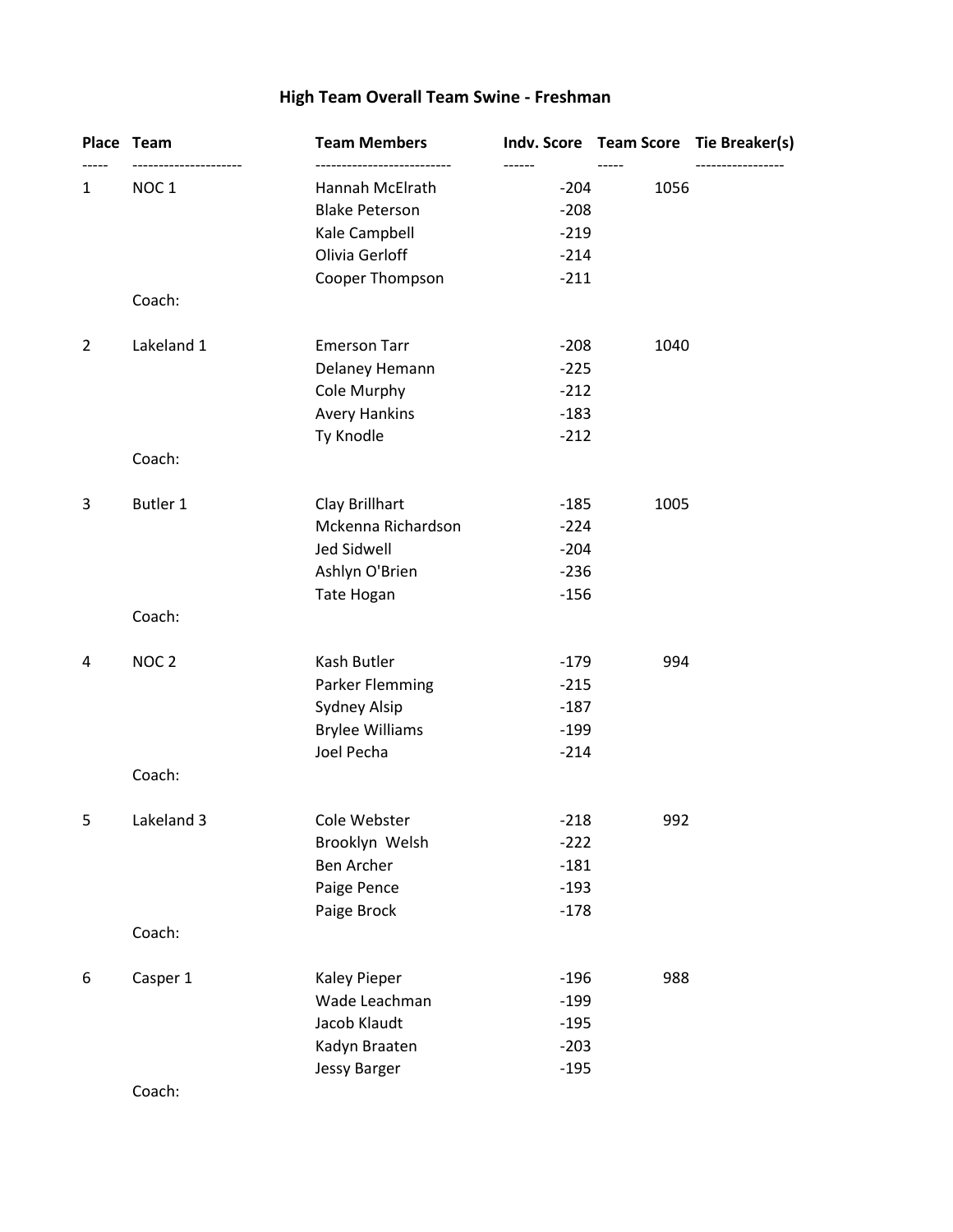# High Team Overall Team Swine - Freshman

| Place | Team | Team Members | Indv. Score | Team Score | Tie Breaker(s) |
|---|---|---|---|---|---|
| 1 | NOC 1 | Hannah McElrath | -204 | 1056 | |
| | | Blake Peterson | -208 | | |
| | | Kale Campbell | -219 | | |
| | | Olivia Gerloff | -214 | | |
| | | Cooper Thompson | -211 | | |
| | Coach: | | | | |
| 2 | Lakeland 1 | Emerson Tarr | -208 | 1040 | |
| | | Delaney Hemann | -225 | | |
| | | Cole Murphy | -212 | | |
| | | Avery Hankins | -183 | | |
| | | Ty Knodle | -212 | | |
| | Coach: | | | | |
| 3 | Butler 1 | Clay Brillhart | -185 | 1005 | |
| | | Mckenna Richardson | -224 | | |
| | | Jed Sidwell | -204 | | |
| | | Ashlyn O'Brien | -236 | | |
| | | Tate Hogan | -156 | | |
| | Coach: | | | | |
| 4 | NOC 2 | Kash Butler | -179 | 994 | |
| | | Parker Flemming | -215 | | |
| | | Sydney Alsip | -187 | | |
| | | Brylee Williams | -199 | | |
| | | Joel Pecha | -214 | | |
| | Coach: | | | | |
| 5 | Lakeland 3 | Cole Webster | -218 | 992 | |
| | | Brooklyn Welsh | -222 | | |
| | | Ben Archer | -181 | | |
| | | Paige Pence | -193 | | |
| | | Paige Brock | -178 | | |
| | Coach: | | | | |
| 6 | Casper 1 | Kaley Pieper | -196 | 988 | |
| | | Wade Leachman | -199 | | |
| | | Jacob Klaudt | -195 | | |
| | | Kadyn Braaten | -203 | | |
| | | Jessy Barger | -195 | | |
| | Coach: | | | | |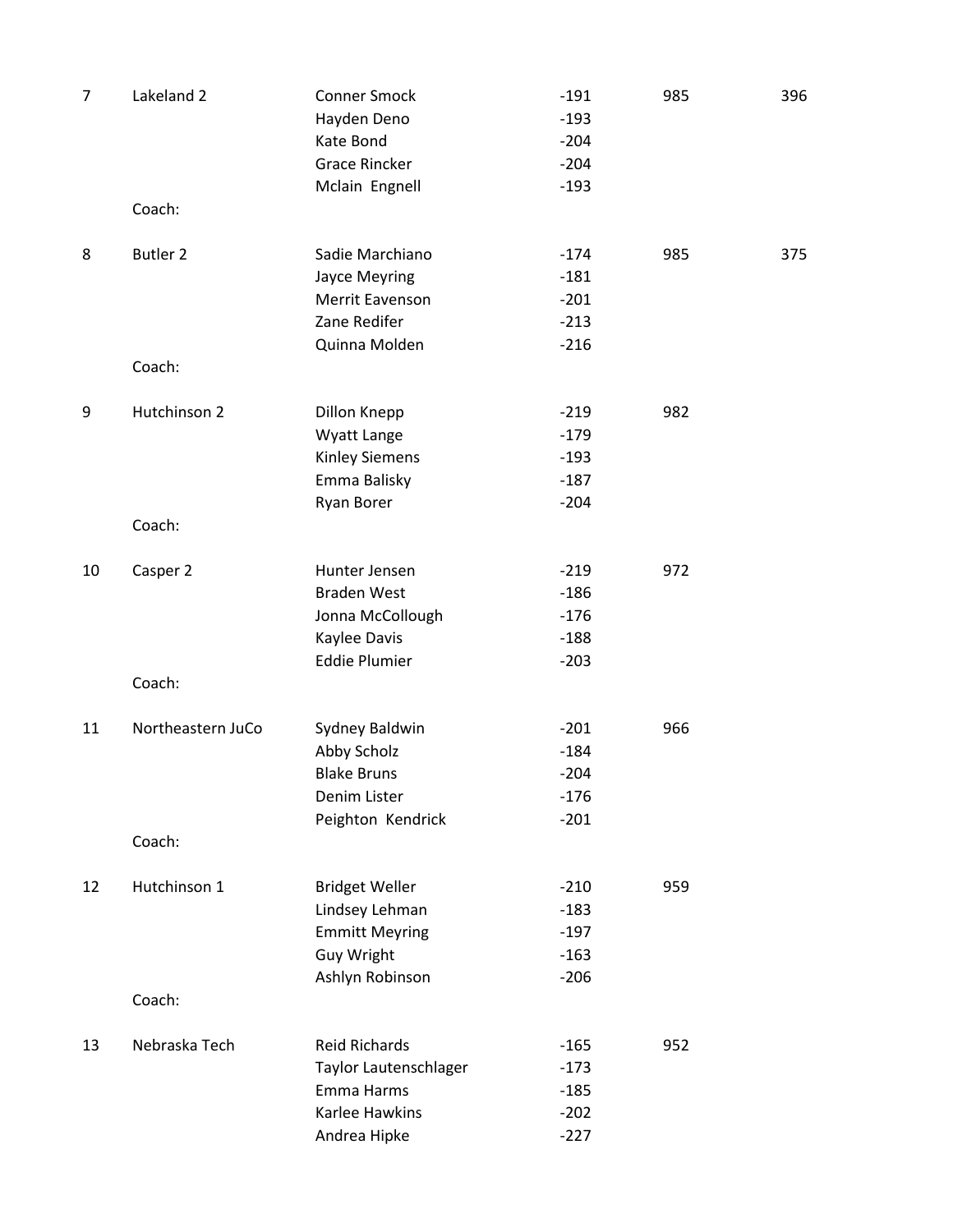| | | | | | |
|---|---|---|---|---|---|
| 7 | Lakeland 2 | Conner Smock | -191 | 985 | 396 |
| | | Hayden Deno | -193 | | |
| | | Kate Bond | -204 | | |
| | | Grace Rincker | -204 | | |
| | | Mclain Engnell | -193 | | |
| | Coach: | | | | |
| 8 | Butler 2 | Sadie Marchiano | -174 | 985 | 375 |
| | | Jayce Meyring | -181 | | |
| | | Merrit Eavenson | -201 | | |
| | | Zane Redifer | -213 | | |
| | | Quinna Molden | -216 | | |
| | Coach: | | | | |
| 9 | Hutchinson 2 | Dillon Knepp | -219 | 982 | |
| | | Wyatt Lange | -179 | | |
| | | Kinley Siemens | -193 | | |
| | | Emma Balisky | -187 | | |
| | | Ryan Borer | -204 | | |
| | Coach: | | | | |
| 10 | Casper 2 | Hunter Jensen | -219 | 972 | |
| | | Braden West | -186 | | |
| | | Jonna McCollough | -176 | | |
| | | Kaylee Davis | -188 | | |
| | | Eddie Plumier | -203 | | |
| | Coach: | | | | |
| 11 | Northeastern JuCo | Sydney Baldwin | -201 | 966 | |
| | | Abby Scholz | -184 | | |
| | | Blake Bruns | -204 | | |
| | | Denim Lister | -176 | | |
| | | Peighton Kendrick | -201 | | |
| | Coach: | | | | |
| 12 | Hutchinson 1 | Bridget Weller | -210 | 959 | |
| | | Lindsey Lehman | -183 | | |
| | | Emmitt Meyring | -197 | | |
| | | Guy Wright | -163 | | |
| | | Ashlyn Robinson | -206 | | |
| | Coach: | | | | |
| 13 | Nebraska Tech | Reid Richards | -165 | 952 | |
| | | Taylor Lautenschlager | -173 | | |
| | | Emma Harms | -185 | | |
| | | Karlee Hawkins | -202 | | |
| | | Andrea Hipke | -227 | | |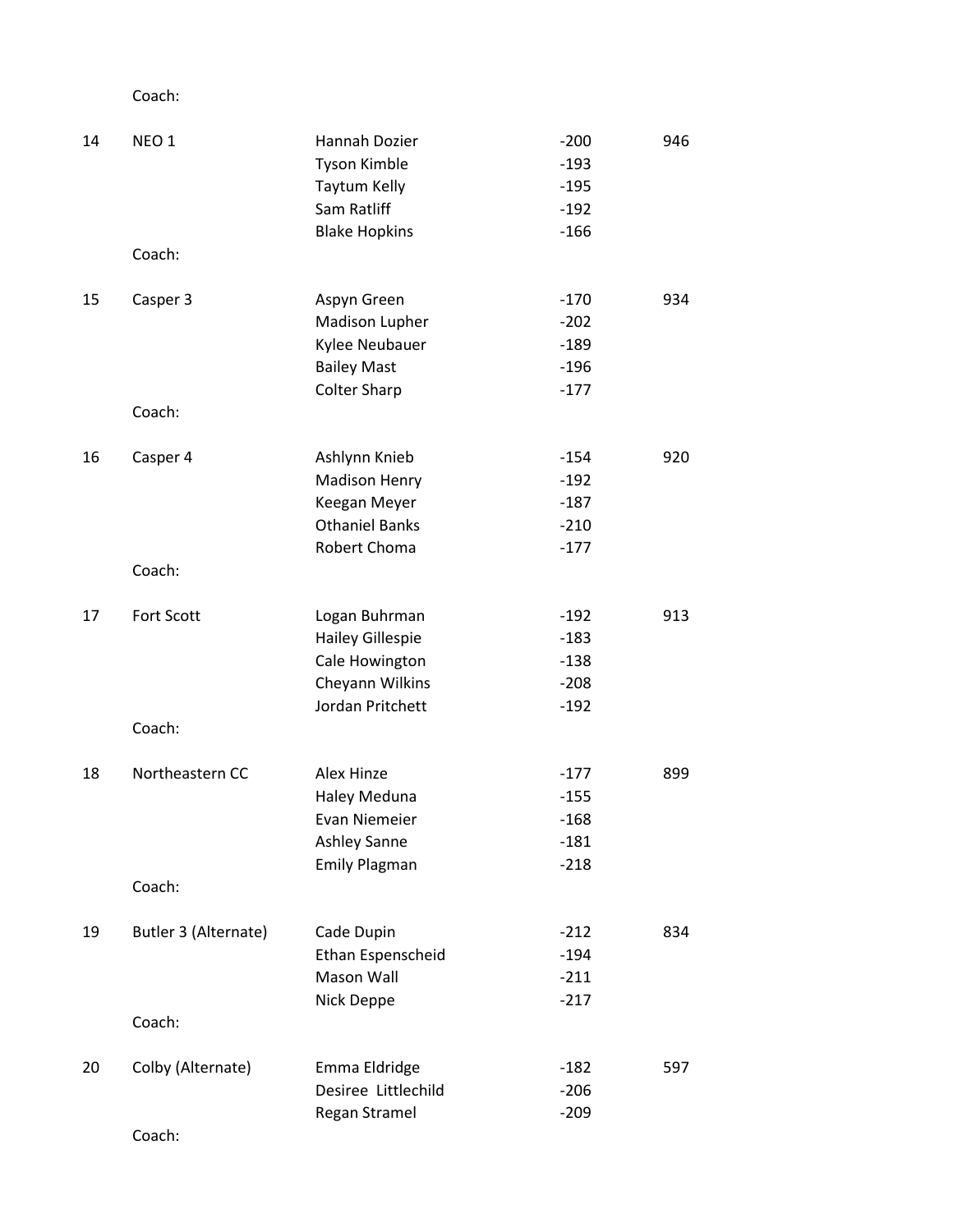| Place | Team | Member | Score | Total |
| --- | --- | --- | --- | --- |
| | Coach: | | | |
| 14 | NEO 1 | Hannah Dozier | -200 | 946 |
| | | Tyson Kimble | -193 | |
| | | Taytum Kelly | -195 | |
| | | Sam Ratliff | -192 | |
| | | Blake Hopkins | -166 | |
| | Coach: | | | |
| 15 | Casper 3 | Aspyn Green | -170 | 934 |
| | | Madison Lupher | -202 | |
| | | Kylee Neubauer | -189 | |
| | | Bailey Mast | -196 | |
| | | Colter Sharp | -177 | |
| | Coach: | | | |
| 16 | Casper 4 | Ashlynn Knieb | -154 | 920 |
| | | Madison Henry | -192 | |
| | | Keegan Meyer | -187 | |
| | | Othaniel Banks | -210 | |
| | | Robert Choma | -177 | |
| | Coach: | | | |
| 17 | Fort Scott | Logan Buhrman | -192 | 913 |
| | | Hailey Gillespie | -183 | |
| | | Cale Howington | -138 | |
| | | Cheyann Wilkins | -208 | |
| | | Jordan Pritchett | -192 | |
| | Coach: | | | |
| 18 | Northeastern CC | Alex Hinze | -177 | 899 |
| | | Haley Meduna | -155 | |
| | | Evan Niemeier | -168 | |
| | | Ashley Sanne | -181 | |
| | | Emily Plagman | -218 | |
| | Coach: | | | |
| 19 | Butler 3 (Alternate) | Cade Dupin | -212 | 834 |
| | | Ethan Espenscheid | -194 | |
| | | Mason Wall | -211 | |
| | | Nick Deppe | -217 | |
| | Coach: | | | |
| 20 | Colby (Alternate) | Emma Eldridge | -182 | 597 |
| | | Desiree Littlechild | -206 | |
| | | Regan Stramel | -209 | |
| | Coach: | | | |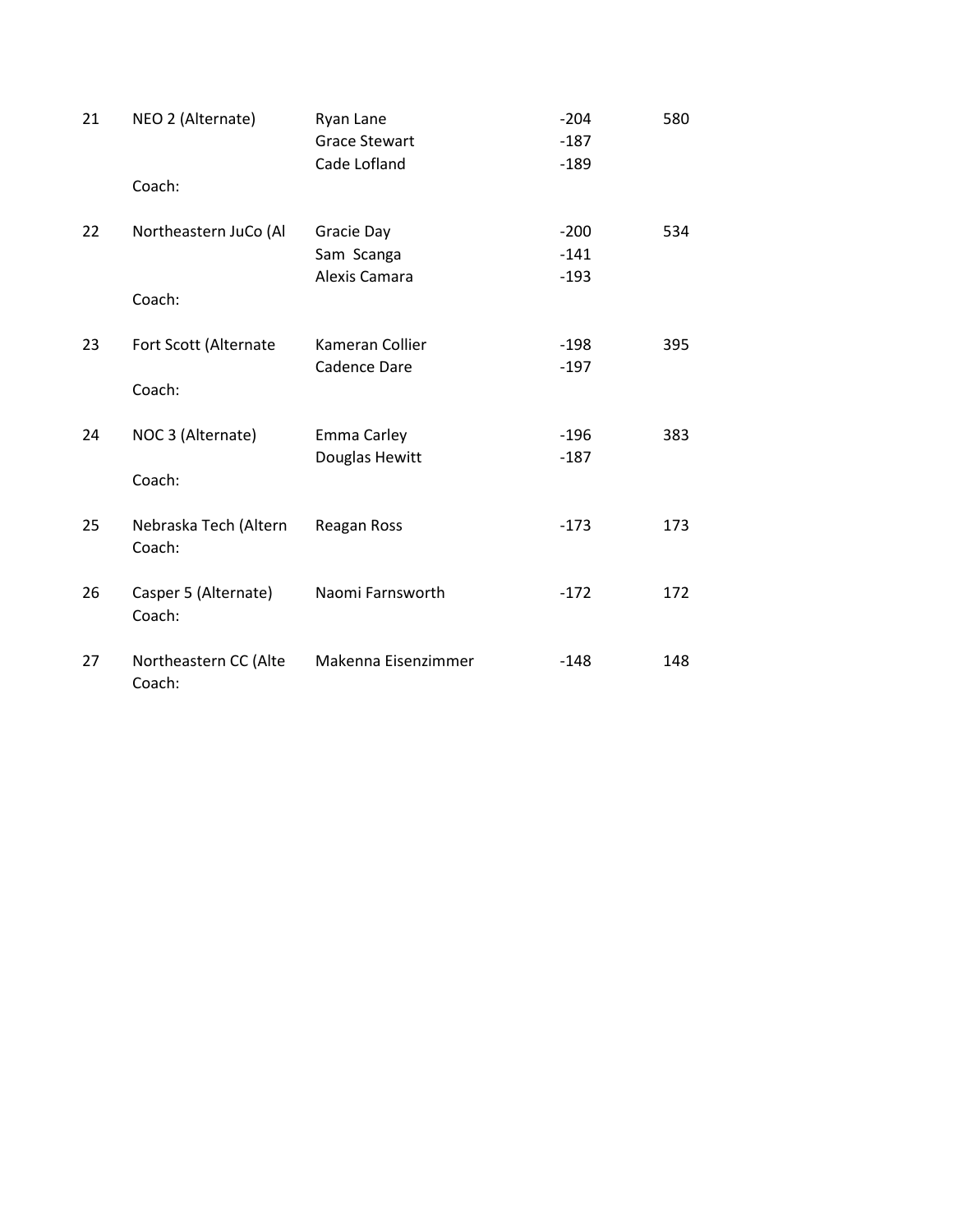| Place | Team | Shooter | Score | Total |
|---|---|---|---|---|
| 21 | NEO 2 (Alternate) | Ryan Lane | -204 | 580 |
| | | Grace Stewart | -187 | |
| | | Cade Lofland | -189 | |
| | Coach: | | | |
| 22 | Northeastern JuCo (Al | Gracie Day | -200 | 534 |
| | | Sam Scanga | -141 | |
| | | Alexis Camara | -193 | |
| | Coach: | | | |
| 23 | Fort Scott (Alternate | Kameran Collier | -198 | 395 |
| | | Cadence Dare | -197 | |
| | Coach: | | | |
| 24 | NOC 3 (Alternate) | Emma Carley | -196 | 383 |
| | | Douglas Hewitt | -187 | |
| | Coach: | | | |
| 25 | Nebraska Tech (Altern | Reagan Ross | -173 | 173 |
| | Coach: | | | |
| 26 | Casper 5 (Alternate) | Naomi Farnsworth | -172 | 172 |
| | Coach: | | | |
| 27 | Northeastern CC (Alte | Makenna Eisenzimmer | -148 | 148 |
| | Coach: | | | |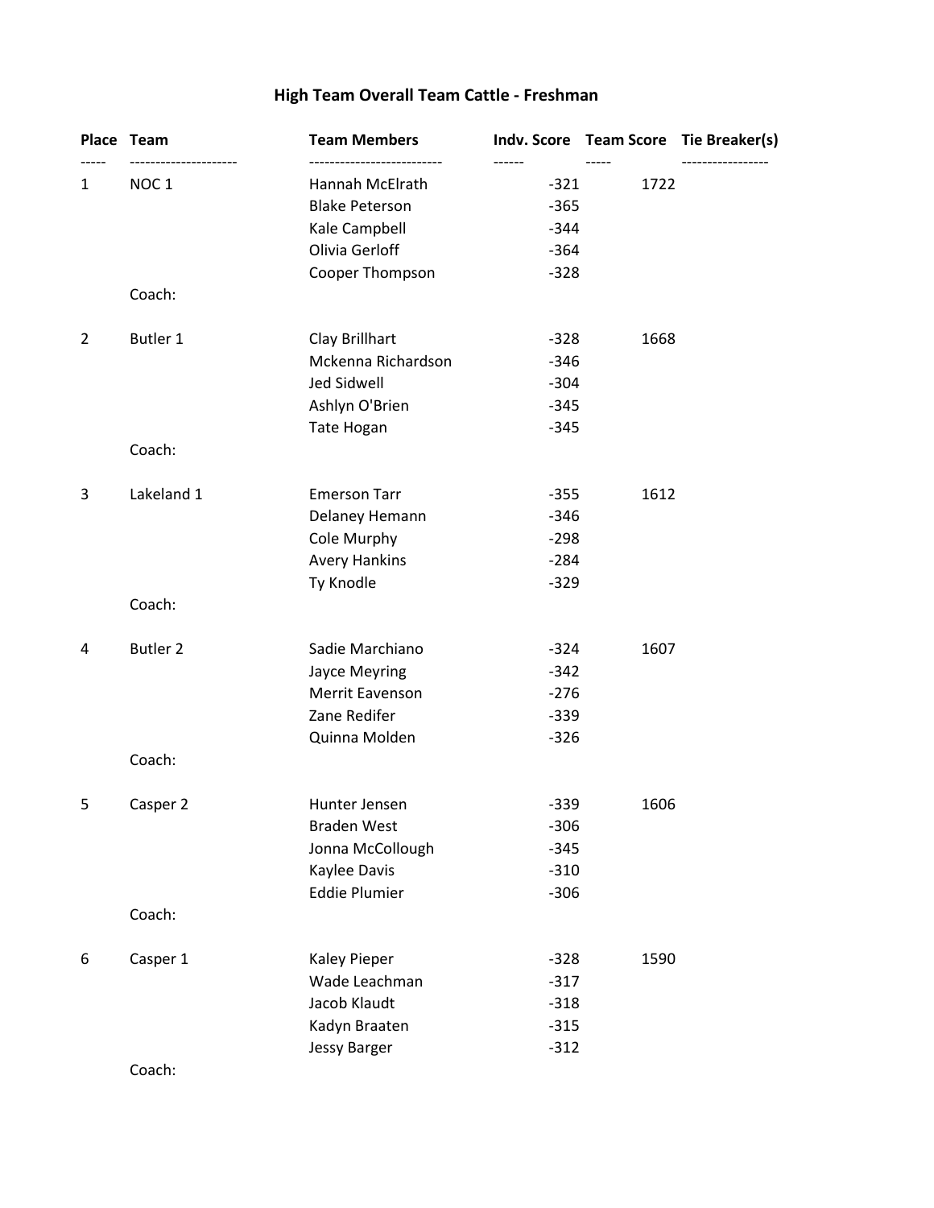# High Team Overall Team Cattle - Freshman

| Place | Team | Team Members | Indv. Score | Team Score | Tie Breaker(s) |
|---|---|---|---|---|---|
| 1 | NOC 1 | Hannah McElrath | -321 | 1722 | |
| | | Blake Peterson | -365 | | |
| | | Kale Campbell | -344 | | |
| | | Olivia Gerloff | -364 | | |
| | | Cooper Thompson | -328 | | |
| | Coach: | | | | |
| 2 | Butler 1 | Clay Brillhart | -328 | 1668 | |
| | | Mckenna Richardson | -346 | | |
| | | Jed Sidwell | -304 | | |
| | | Ashlyn O'Brien | -345 | | |
| | | Tate Hogan | -345 | | |
| | Coach: | | | | |
| 3 | Lakeland 1 | Emerson Tarr | -355 | 1612 | |
| | | Delaney Hemann | -346 | | |
| | | Cole Murphy | -298 | | |
| | | Avery Hankins | -284 | | |
| | | Ty Knodle | -329 | | |
| | Coach: | | | | |
| 4 | Butler 2 | Sadie Marchiano | -324 | 1607 | |
| | | Jayce Meyring | -342 | | |
| | | Merrit Eavenson | -276 | | |
| | | Zane Redifer | -339 | | |
| | | Quinna Molden | -326 | | |
| | Coach: | | | | |
| 5 | Casper 2 | Hunter Jensen | -339 | 1606 | |
| | | Braden West | -306 | | |
| | | Jonna McCollough | -345 | | |
| | | Kaylee Davis | -310 | | |
| | | Eddie Plumier | -306 | | |
| | Coach: | | | | |
| 6 | Casper 1 | Kaley Pieper | -328 | 1590 | |
| | | Wade Leachman | -317 | | |
| | | Jacob Klaudt | -318 | | |
| | | Kadyn Braaten | -315 | | |
| | | Jessy Barger | -312 | | |
| | Coach: | | | | |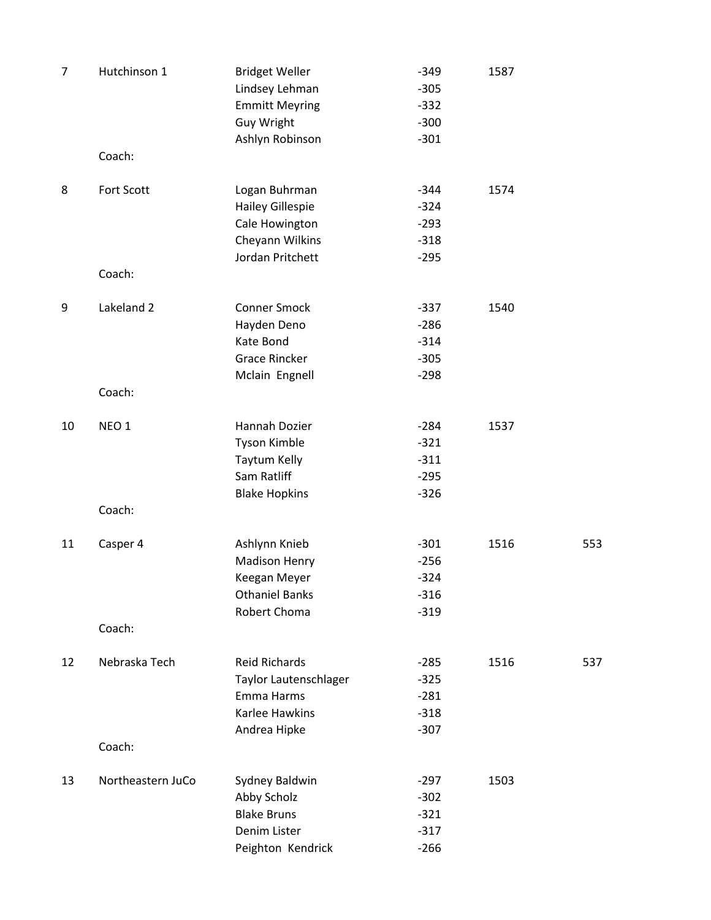| Place | Team | Name | Score | Total | Tiebreaker |
|---|---|---|---|---|---|
| 7 | Hutchinson 1 | Bridget Weller | -349 | 1587 | |
| | | Lindsey Lehman | -305 | | |
| | | Emmitt Meyring | -332 | | |
| | | Guy Wright | -300 | | |
| | | Ashlyn Robinson | -301 | | |
| | Coach: | | | | |
| 8 | Fort Scott | Logan Buhrman | -344 | 1574 | |
| | | Hailey Gillespie | -324 | | |
| | | Cale Howington | -293 | | |
| | | Cheyann Wilkins | -318 | | |
| | | Jordan Pritchett | -295 | | |
| | Coach: | | | | |
| 9 | Lakeland 2 | Conner Smock | -337 | 1540 | |
| | | Hayden Deno | -286 | | |
| | | Kate Bond | -314 | | |
| | | Grace Rincker | -305 | | |
| | | Mclain Engnell | -298 | | |
| | Coach: | | | | |
| 10 | NEO 1 | Hannah Dozier | -284 | 1537 | |
| | | Tyson Kimble | -321 | | |
| | | Taytum Kelly | -311 | | |
| | | Sam Ratliff | -295 | | |
| | | Blake Hopkins | -326 | | |
| | Coach: | | | | |
| 11 | Casper 4 | Ashlynn Knieb | -301 | 1516 | 553 |
| | | Madison Henry | -256 | | |
| | | Keegan Meyer | -324 | | |
| | | Othaniel Banks | -316 | | |
| | | Robert Choma | -319 | | |
| | Coach: | | | | |
| 12 | Nebraska Tech | Reid Richards | -285 | 1516 | 537 |
| | | Taylor Lautenschlager | -325 | | |
| | | Emma Harms | -281 | | |
| | | Karlee Hawkins | -318 | | |
| | | Andrea Hipke | -307 | | |
| | Coach: | | | | |
| 13 | Northeastern JuCo | Sydney Baldwin | -297 | 1503 | |
| | | Abby Scholz | -302 | | |
| | | Blake Bruns | -321 | | |
| | | Denim Lister | -317 | | |
| | | Peighton Kendrick | -266 | | |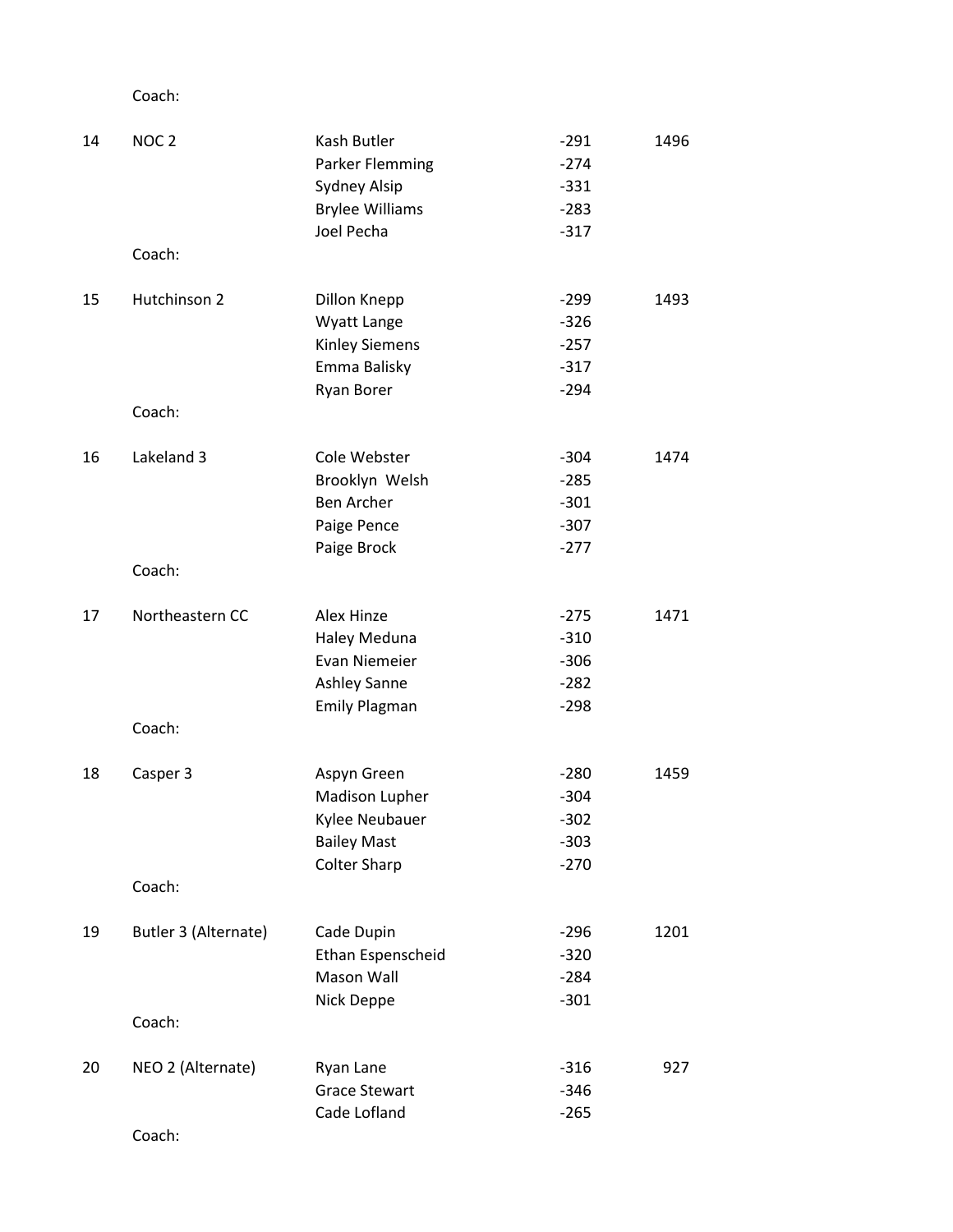Coach:

| Place | Team | Competitor | Score | Total |
|---|---|---|---|---|
| 14 | NOC 2 | Kash Butler | -291 | 1496 |
| | | Parker Flemming | -274 | |
| | | Sydney Alsip | -331 | |
| | | Brylee Williams | -283 | |
| | | Joel Pecha | -317 | |
| | Coach: | | | |
| 15 | Hutchinson 2 | Dillon Knepp | -299 | 1493 |
| | | Wyatt Lange | -326 | |
| | | Kinley Siemens | -257 | |
| | | Emma Balisky | -317 | |
| | | Ryan Borer | -294 | |
| | Coach: | | | |
| 16 | Lakeland 3 | Cole Webster | -304 | 1474 |
| | | Brooklyn Welsh | -285 | |
| | | Ben Archer | -301 | |
| | | Paige Pence | -307 | |
| | | Paige Brock | -277 | |
| | Coach: | | | |
| 17 | Northeastern CC | Alex Hinze | -275 | 1471 |
| | | Haley Meduna | -310 | |
| | | Evan Niemeier | -306 | |
| | | Ashley Sanne | -282 | |
| | | Emily Plagman | -298 | |
| | Coach: | | | |
| 18 | Casper 3 | Aspyn Green | -280 | 1459 |
| | | Madison Lupher | -304 | |
| | | Kylee Neubauer | -302 | |
| | | Bailey Mast | -303 | |
| | | Colter Sharp | -270 | |
| | Coach: | | | |
| 19 | Butler 3 (Alternate) | Cade Dupin | -296 | 1201 |
| | | Ethan Espenscheid | -320 | |
| | | Mason Wall | -284 | |
| | | Nick Deppe | -301 | |
| | Coach: | | | |
| 20 | NEO 2 (Alternate) | Ryan Lane | -316 | 927 |
| | | Grace Stewart | -346 | |
| | | Cade Lofland | -265 | |
| | Coach: | | | |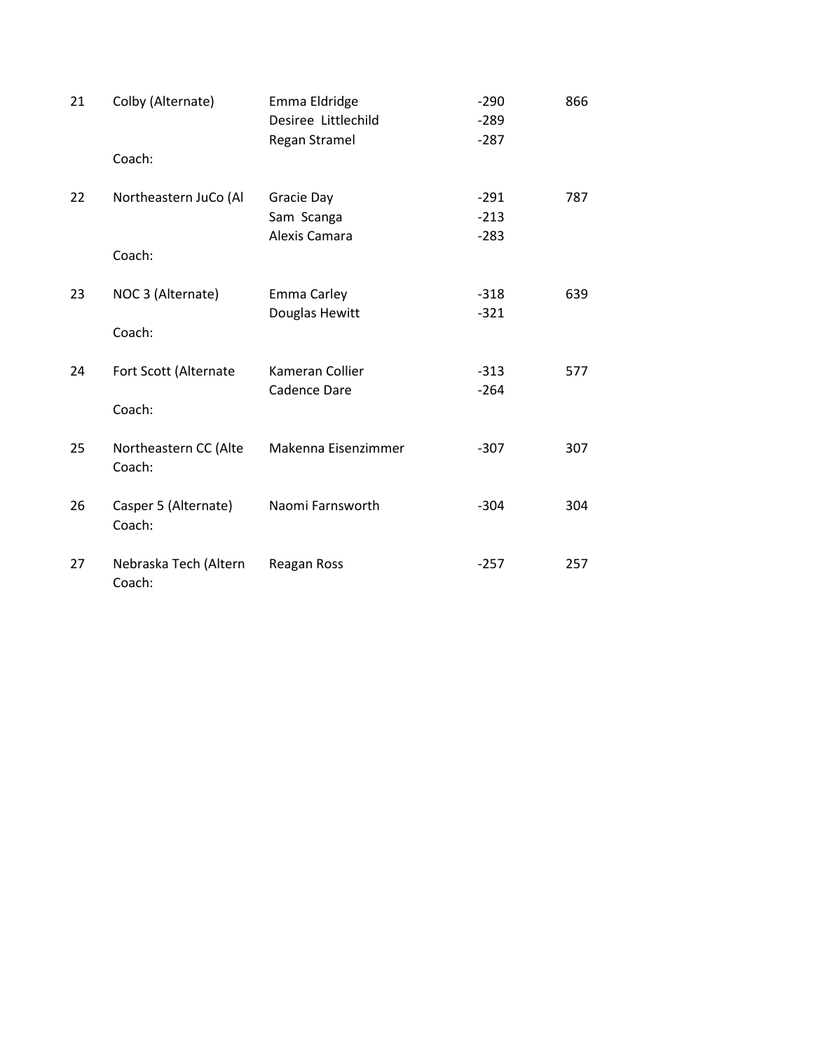| | | | | |
|---|---|---|---|---|
| 21 | Colby (Alternate) | Emma Eldridge | -290 | 866 |
| | | Desiree  Littlechild | -289 | |
| | | Regan Stramel | -287 | |
| | Coach: | | | |
| 22 | Northeastern JuCo (Al | Gracie Day | -291 | 787 |
| | | Sam  Scanga | -213 | |
| | | Alexis Camara | -283 | |
| | Coach: | | | |
| 23 | NOC 3 (Alternate) | Emma Carley | -318 | 639 |
| | | Douglas Hewitt | -321 | |
| | Coach: | | | |
| 24 | Fort Scott (Alternate | Kameran Collier | -313 | 577 |
| | | Cadence Dare | -264 | |
| | Coach: | | | |
| 25 | Northeastern CC (Alte | Makenna Eisenzimmer | -307 | 307 |
| | Coach: | | | |
| 26 | Casper 5 (Alternate) | Naomi Farnsworth | -304 | 304 |
| | Coach: | | | |
| 27 | Nebraska Tech (Altern | Reagan Ross | -257 | 257 |
| | Coach: | | | |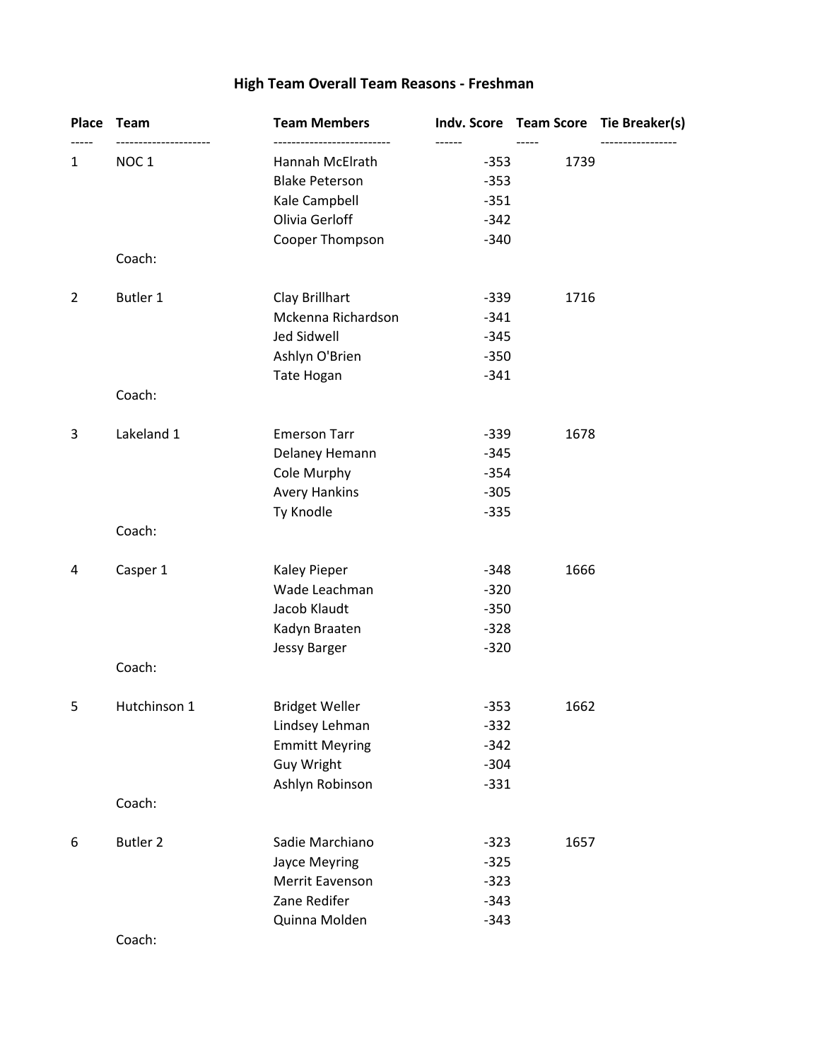# High Team Overall Team Reasons - Freshman

| Place | Team | Team Members | Indv. Score | Team Score | Tie Breaker(s) |
|---|---|---|---|---|---|
| 1 | NOC 1 | Hannah McElrath | -353 | 1739 | |
| | | Blake Peterson | -353 | | |
| | | Kale Campbell | -351 | | |
| | | Olivia Gerloff | -342 | | |
| | | Cooper Thompson | -340 | | |
| | Coach: | | | | |
| 2 | Butler 1 | Clay Brillhart | -339 | 1716 | |
| | | Mckenna Richardson | -341 | | |
| | | Jed Sidwell | -345 | | |
| | | Ashlyn O'Brien | -350 | | |
| | | Tate Hogan | -341 | | |
| | Coach: | | | | |
| 3 | Lakeland 1 | Emerson Tarr | -339 | 1678 | |
| | | Delaney Hemann | -345 | | |
| | | Cole Murphy | -354 | | |
| | | Avery Hankins | -305 | | |
| | | Ty Knodle | -335 | | |
| | Coach: | | | | |
| 4 | Casper 1 | Kaley Pieper | -348 | 1666 | |
| | | Wade Leachman | -320 | | |
| | | Jacob Klaudt | -350 | | |
| | | Kadyn Braaten | -328 | | |
| | | Jessy Barger | -320 | | |
| | Coach: | | | | |
| 5 | Hutchinson 1 | Bridget Weller | -353 | 1662 | |
| | | Lindsey Lehman | -332 | | |
| | | Emmitt Meyring | -342 | | |
| | | Guy Wright | -304 | | |
| | | Ashlyn Robinson | -331 | | |
| | Coach: | | | | |
| 6 | Butler 2 | Sadie Marchiano | -323 | 1657 | |
| | | Jayce Meyring | -325 | | |
| | | Merrit Eavenson | -323 | | |
| | | Zane Redifer | -343 | | |
| | | Quinna Molden | -343 | | |
| | Coach: | | | | |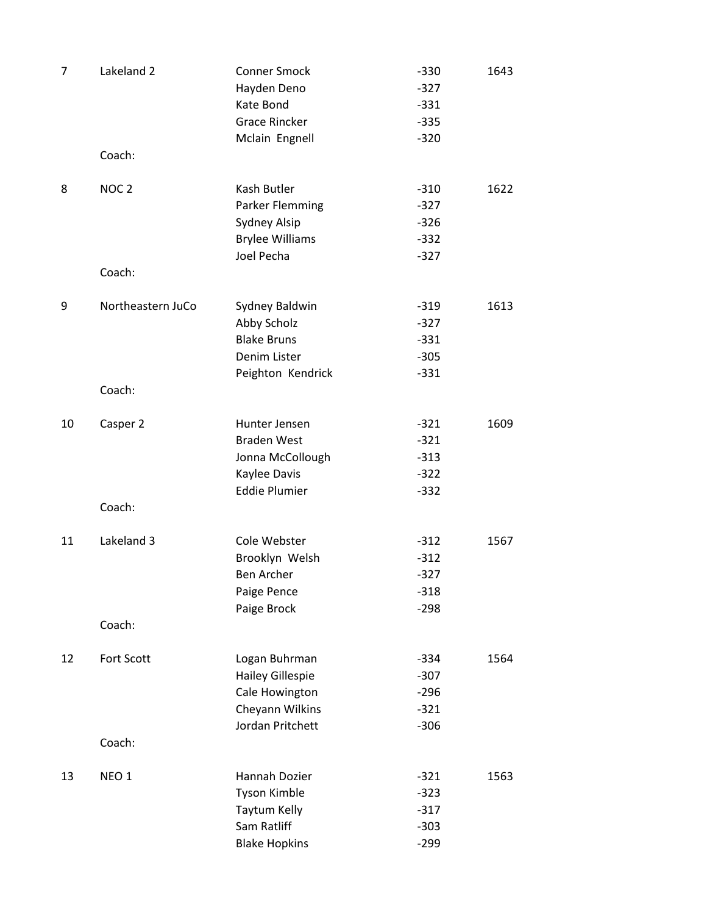| Place | Team | Name | Score | Total |
|---|---|---|---|---|
| 7 | Lakeland 2 | Conner Smock | -330 | 1643 |
| | | Hayden Deno | -327 | |
| | | Kate Bond | -331 | |
| | | Grace Rincker | -335 | |
| | | Mclain Engnell | -320 | |
| | Coach: | | | |
| 8 | NOC 2 | Kash Butler | -310 | 1622 |
| | | Parker Flemming | -327 | |
| | | Sydney Alsip | -326 | |
| | | Brylee Williams | -332 | |
| | | Joel Pecha | -327 | |
| | Coach: | | | |
| 9 | Northeastern JuCo | Sydney Baldwin | -319 | 1613 |
| | | Abby Scholz | -327 | |
| | | Blake Bruns | -331 | |
| | | Denim Lister | -305 | |
| | | Peighton Kendrick | -331 | |
| | Coach: | | | |
| 10 | Casper 2 | Hunter Jensen | -321 | 1609 |
| | | Braden West | -321 | |
| | | Jonna McCollough | -313 | |
| | | Kaylee Davis | -322 | |
| | | Eddie Plumier | -332 | |
| | Coach: | | | |
| 11 | Lakeland 3 | Cole Webster | -312 | 1567 |
| | | Brooklyn Welsh | -312 | |
| | | Ben Archer | -327 | |
| | | Paige Pence | -318 | |
| | | Paige Brock | -298 | |
| | Coach: | | | |
| 12 | Fort Scott | Logan Buhrman | -334 | 1564 |
| | | Hailey Gillespie | -307 | |
| | | Cale Howington | -296 | |
| | | Cheyann Wilkins | -321 | |
| | | Jordan Pritchett | -306 | |
| | Coach: | | | |
| 13 | NEO 1 | Hannah Dozier | -321 | 1563 |
| | | Tyson Kimble | -323 | |
| | | Taytum Kelly | -317 | |
| | | Sam Ratliff | -303 | |
| | | Blake Hopkins | -299 | |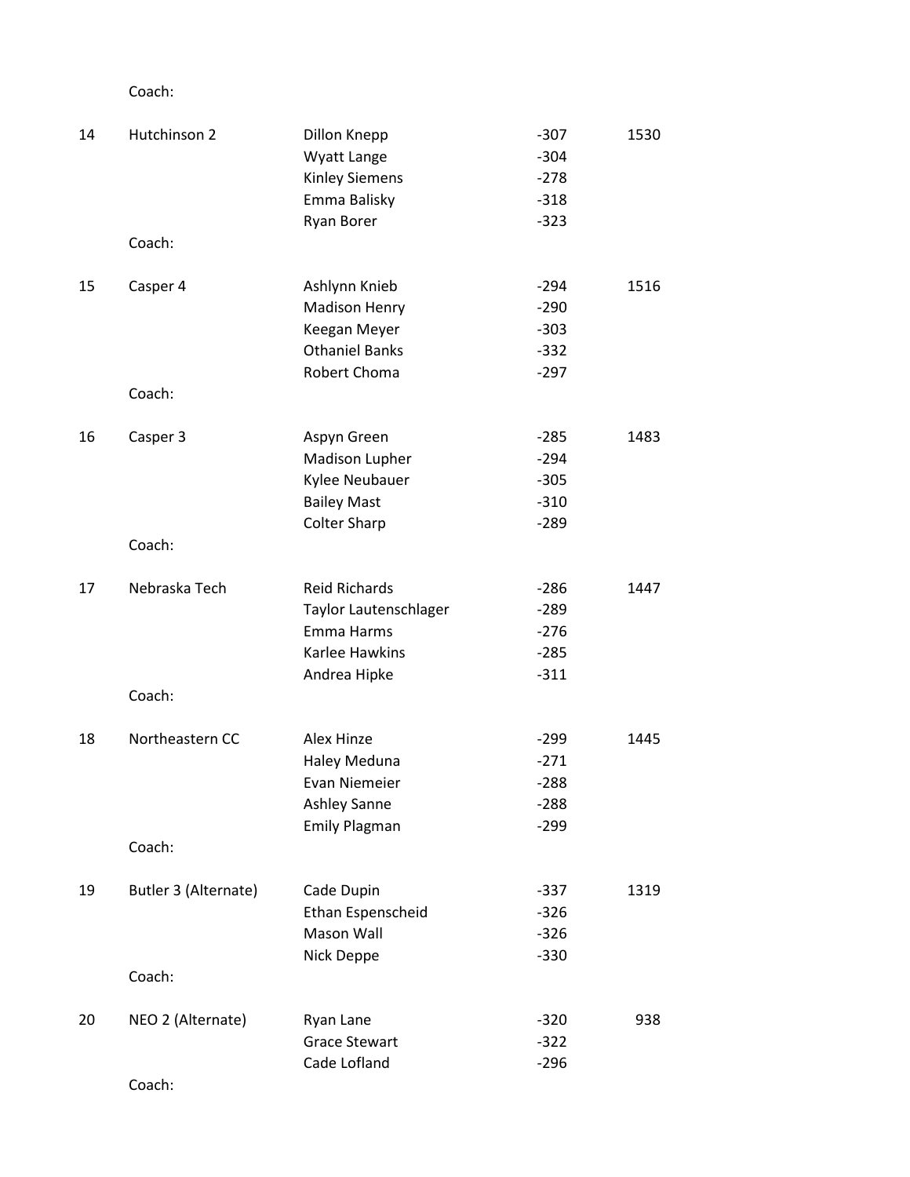Coach:

| | | | | |
|---|---|---|---|---|
| 14 | Hutchinson 2 | Dillon Knepp | -307 | 1530 |
| | | Wyatt Lange | -304 | |
| | | Kinley Siemens | -278 | |
| | | Emma Balisky | -318 | |
| | | Ryan Borer | -323 | |
| | Coach: | | | |
| 15 | Casper 4 | Ashlynn Knieb | -294 | 1516 |
| | | Madison Henry | -290 | |
| | | Keegan Meyer | -303 | |
| | | Othaniel Banks | -332 | |
| | | Robert Choma | -297 | |
| | Coach: | | | |
| 16 | Casper 3 | Aspyn Green | -285 | 1483 |
| | | Madison Lupher | -294 | |
| | | Kylee Neubauer | -305 | |
| | | Bailey Mast | -310 | |
| | | Colter Sharp | -289 | |
| | Coach: | | | |
| 17 | Nebraska Tech | Reid Richards | -286 | 1447 |
| | | Taylor Lautenschlager | -289 | |
| | | Emma Harms | -276 | |
| | | Karlee Hawkins | -285 | |
| | | Andrea Hipke | -311 | |
| | Coach: | | | |
| 18 | Northeastern CC | Alex Hinze | -299 | 1445 |
| | | Haley Meduna | -271 | |
| | | Evan Niemeier | -288 | |
| | | Ashley Sanne | -288 | |
| | | Emily Plagman | -299 | |
| | Coach: | | | |
| 19 | Butler 3 (Alternate) | Cade Dupin | -337 | 1319 |
| | | Ethan Espenscheid | -326 | |
| | | Mason Wall | -326 | |
| | | Nick Deppe | -330 | |
| | Coach: | | | |
| 20 | NEO 2 (Alternate) | Ryan Lane | -320 | 938 |
| | | Grace Stewart | -322 | |
| | | Cade Lofland | -296 | |
| | Coach: | | | |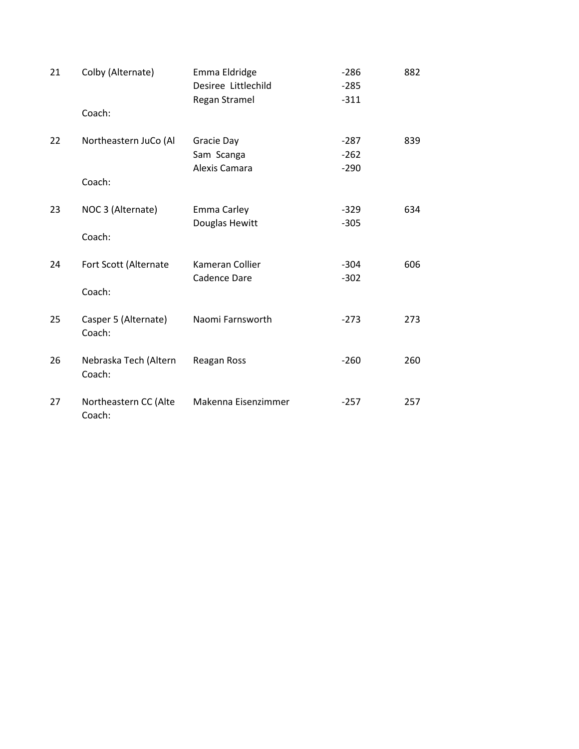| Place | Team | Athlete | Score | Total |
|---|---|---|---|---|
| 21 | Colby (Alternate) | Emma Eldridge | -286 | 882 |
| | | Desiree Littlechild | -285 | |
| | | Regan Stramel | -311 | |
| | Coach: | | | |
| 22 | Northeastern JuCo (Al | Gracie Day | -287 | 839 |
| | | Sam Scanga | -262 | |
| | | Alexis Camara | -290 | |
| | Coach: | | | |
| 23 | NOC 3 (Alternate) | Emma Carley | -329 | 634 |
| | | Douglas Hewitt | -305 | |
| | Coach: | | | |
| 24 | Fort Scott (Alternate | Kameran Collier | -304 | 606 |
| | | Cadence Dare | -302 | |
| | Coach: | | | |
| 25 | Casper 5 (Alternate) | Naomi Farnsworth | -273 | 273 |
| | Coach: | | | |
| 26 | Nebraska Tech (Altern | Reagan Ross | -260 | 260 |
| | Coach: | | | |
| 27 | Northeastern CC (Alte | Makenna Eisenzimmer | -257 | 257 |
| | Coach: | | | |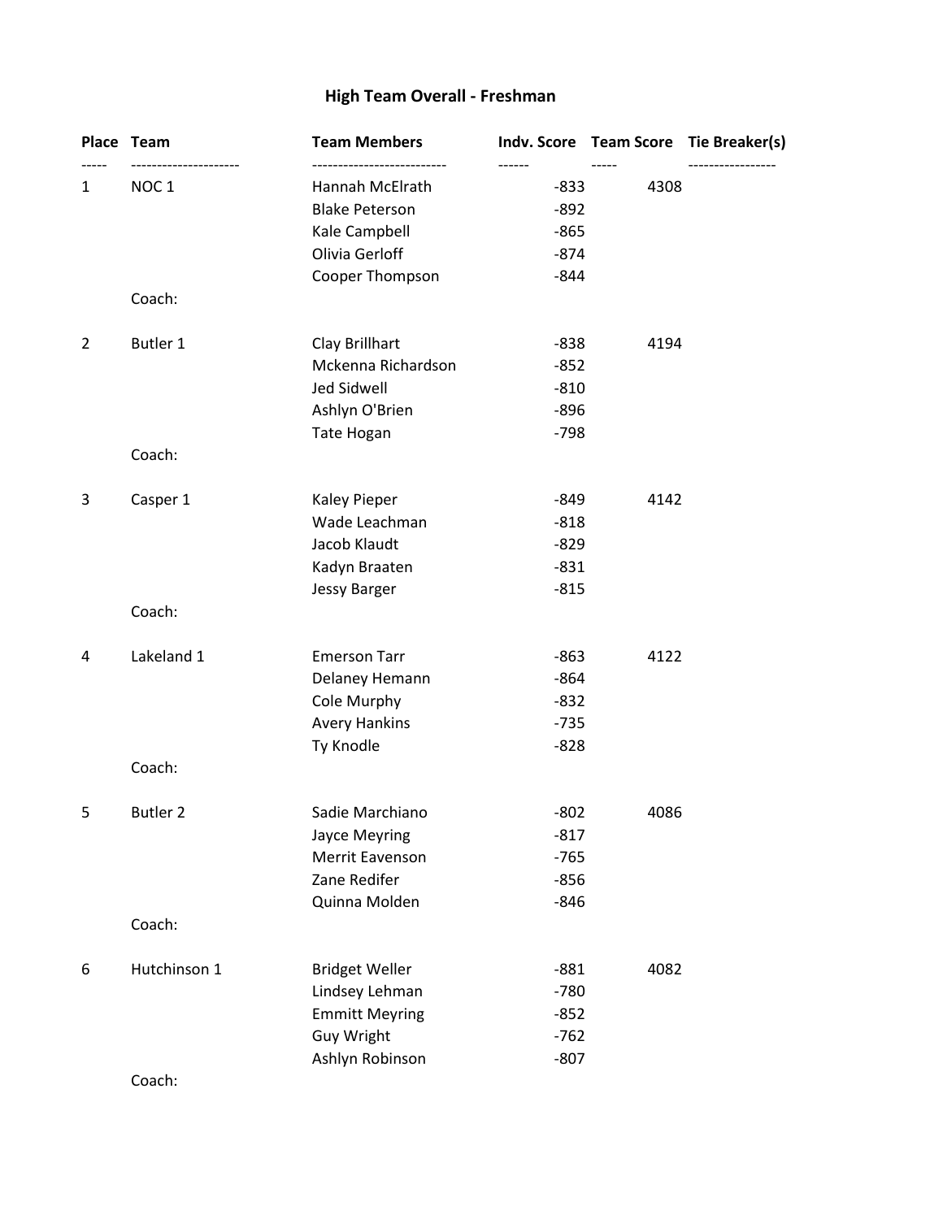# High Team Overall - Freshman

| Place | Team | Team Members | Indv. Score | Team Score | Tie Breaker(s) |
|---|---|---|---|---|---|
| 1 | NOC 1 | Hannah McElrath | -833 | 4308 | |
| | | Blake Peterson | -892 | | |
| | | Kale Campbell | -865 | | |
| | | Olivia Gerloff | -874 | | |
| | | Cooper Thompson | -844 | | |
| | Coach: | | | | |
| 2 | Butler 1 | Clay Brillhart | -838 | 4194 | |
| | | Mckenna Richardson | -852 | | |
| | | Jed Sidwell | -810 | | |
| | | Ashlyn O'Brien | -896 | | |
| | | Tate Hogan | -798 | | |
| | Coach: | | | | |
| 3 | Casper 1 | Kaley Pieper | -849 | 4142 | |
| | | Wade Leachman | -818 | | |
| | | Jacob Klaudt | -829 | | |
| | | Kadyn Braaten | -831 | | |
| | | Jessy Barger | -815 | | |
| | Coach: | | | | |
| 4 | Lakeland 1 | Emerson Tarr | -863 | 4122 | |
| | | Delaney Hemann | -864 | | |
| | | Cole Murphy | -832 | | |
| | | Avery Hankins | -735 | | |
| | | Ty Knodle | -828 | | |
| | Coach: | | | | |
| 5 | Butler 2 | Sadie Marchiano | -802 | 4086 | |
| | | Jayce Meyring | -817 | | |
| | | Merrit Eavenson | -765 | | |
| | | Zane Redifer | -856 | | |
| | | Quinna Molden | -846 | | |
| | Coach: | | | | |
| 6 | Hutchinson 1 | Bridget Weller | -881 | 4082 | |
| | | Lindsey Lehman | -780 | | |
| | | Emmitt Meyring | -852 | | |
| | | Guy Wright | -762 | | |
| | | Ashlyn Robinson | -807 | | |
| | Coach: | | | | |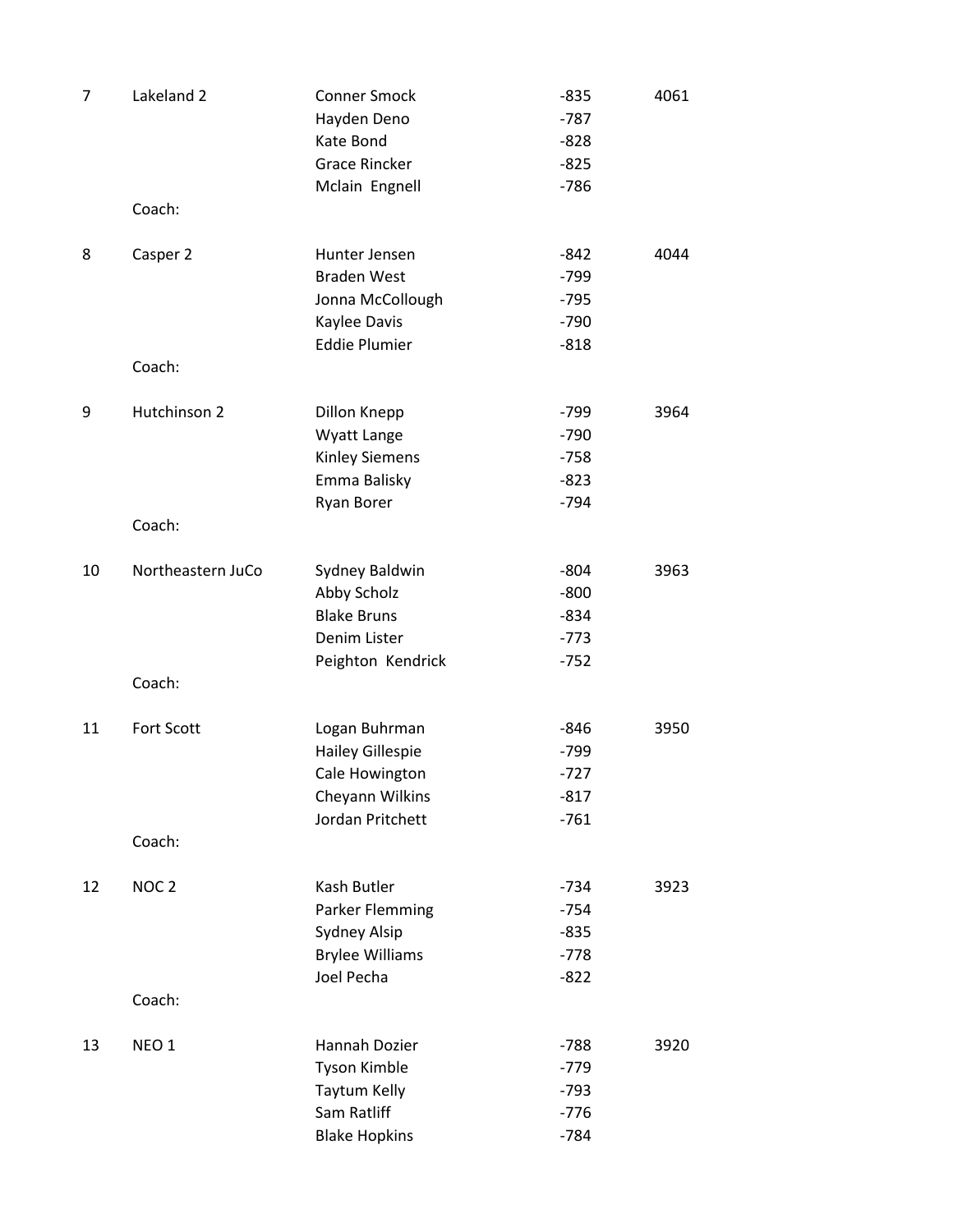| Place | Team | Member | Score | Total |
|---|---|---|---|---|
| 7 | Lakeland 2 | Conner Smock | -835 | 4061 |
| | | Hayden Deno | -787 | |
| | | Kate Bond | -828 | |
| | | Grace Rincker | -825 | |
| | | Mclain  Engnell | -786 | |
| | Coach: | | | |
| 8 | Casper 2 | Hunter Jensen | -842 | 4044 |
| | | Braden West | -799 | |
| | | Jonna McCollough | -795 | |
| | | Kaylee Davis | -790 | |
| | | Eddie Plumier | -818 | |
| | Coach: | | | |
| 9 | Hutchinson 2 | Dillon Knepp | -799 | 3964 |
| | | Wyatt Lange | -790 | |
| | | Kinley Siemens | -758 | |
| | | Emma Balisky | -823 | |
| | | Ryan Borer | -794 | |
| | Coach: | | | |
| 10 | Northeastern JuCo | Sydney Baldwin | -804 | 3963 |
| | | Abby Scholz | -800 | |
| | | Blake Bruns | -834 | |
| | | Denim Lister | -773 | |
| | | Peighton  Kendrick | -752 | |
| | Coach: | | | |
| 11 | Fort Scott | Logan Buhrman | -846 | 3950 |
| | | Hailey Gillespie | -799 | |
| | | Cale Howington | -727 | |
| | | Cheyann Wilkins | -817 | |
| | | Jordan Pritchett | -761 | |
| | Coach: | | | |
| 12 | NOC 2 | Kash Butler | -734 | 3923 |
| | | Parker Flemming | -754 | |
| | | Sydney Alsip | -835 | |
| | | Brylee Williams | -778 | |
| | | Joel Pecha | -822 | |
| | Coach: | | | |
| 13 | NEO 1 | Hannah Dozier | -788 | 3920 |
| | | Tyson Kimble | -779 | |
| | | Taytum Kelly | -793 | |
| | | Sam Ratliff | -776 | |
| | | Blake Hopkins | -784 | |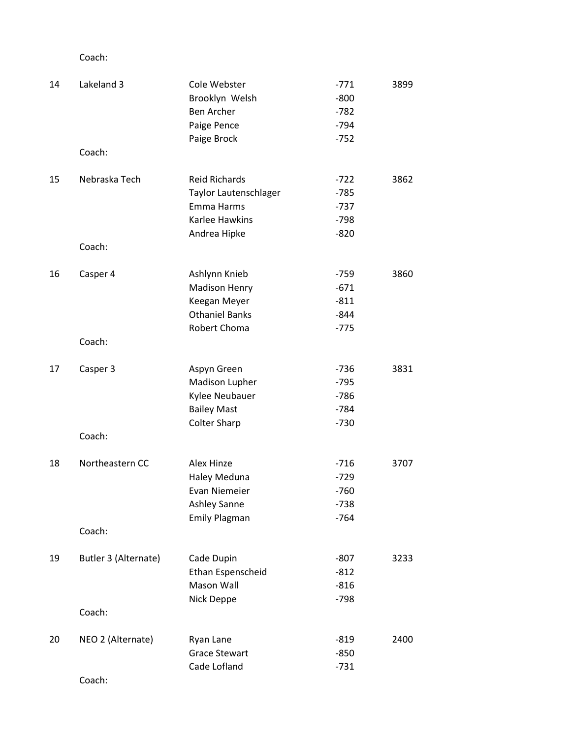Coach:

| | | | | |
|---|---|---|---|---|
| 14 | Lakeland 3 | Cole Webster | -771 | 3899 |
| | | Brooklyn Welsh | -800 | |
| | | Ben Archer | -782 | |
| | | Paige Pence | -794 | |
| | | Paige Brock | -752 | |
| | Coach: | | | |
| 15 | Nebraska Tech | Reid Richards | -722 | 3862 |
| | | Taylor Lautenschlager | -785 | |
| | | Emma Harms | -737 | |
| | | Karlee Hawkins | -798 | |
| | | Andrea Hipke | -820 | |
| | Coach: | | | |
| 16 | Casper 4 | Ashlynn Knieb | -759 | 3860 |
| | | Madison Henry | -671 | |
| | | Keegan Meyer | -811 | |
| | | Othaniel Banks | -844 | |
| | | Robert Choma | -775 | |
| | Coach: | | | |
| 17 | Casper 3 | Aspyn Green | -736 | 3831 |
| | | Madison Lupher | -795 | |
| | | Kylee Neubauer | -786 | |
| | | Bailey Mast | -784 | |
| | | Colter Sharp | -730 | |
| | Coach: | | | |
| 18 | Northeastern CC | Alex Hinze | -716 | 3707 |
| | | Haley Meduna | -729 | |
| | | Evan Niemeier | -760 | |
| | | Ashley Sanne | -738 | |
| | | Emily Plagman | -764 | |
| | Coach: | | | |
| 19 | Butler 3 (Alternate) | Cade Dupin | -807 | 3233 |
| | | Ethan Espenscheid | -812 | |
| | | Mason Wall | -816 | |
| | | Nick Deppe | -798 | |
| | Coach: | | | |
| 20 | NEO 2 (Alternate) | Ryan Lane | -819 | 2400 |
| | | Grace Stewart | -850 | |
| | | Cade Lofland | -731 | |
| | Coach: | | | |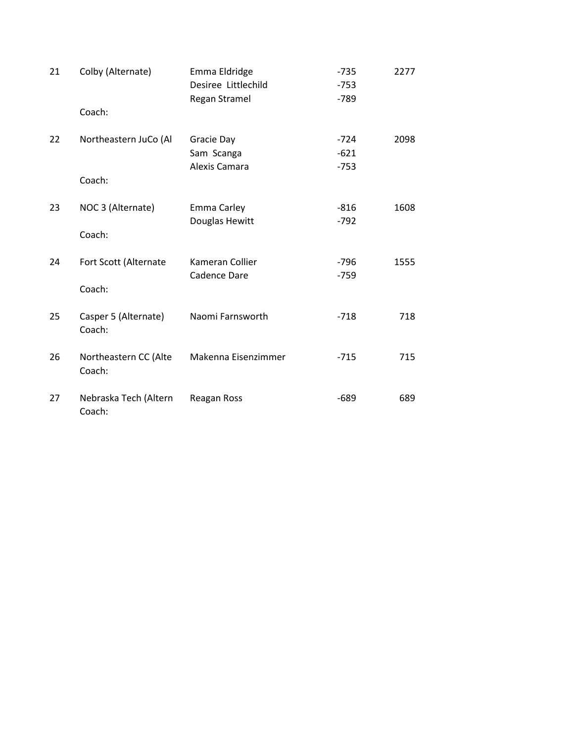| | | | | |
|---|---|---|---|---|
| 21 | Colby (Alternate) | Emma Eldridge | -735 | 2277 |
| | | Desiree Littlechild | -753 | |
| | | Regan Stramel | -789 | |
| | Coach: | | | |
| 22 | Northeastern JuCo (Al | Gracie Day | -724 | 2098 |
| | | Sam Scanga | -621 | |
| | | Alexis Camara | -753 | |
| | Coach: | | | |
| 23 | NOC 3 (Alternate) | Emma Carley | -816 | 1608 |
| | | Douglas Hewitt | -792 | |
| | Coach: | | | |
| 24 | Fort Scott (Alternate | Kameran Collier | -796 | 1555 |
| | | Cadence Dare | -759 | |
| | Coach: | | | |
| 25 | Casper 5 (Alternate) | Naomi Farnsworth | -718 | 718 |
| | Coach: | | | |
| 26 | Northeastern CC (Alte | Makenna Eisenzimmer | -715 | 715 |
| | Coach: | | | |
| 27 | Nebraska Tech (Altern | Reagan Ross | -689 | 689 |
| | Coach: | | | |